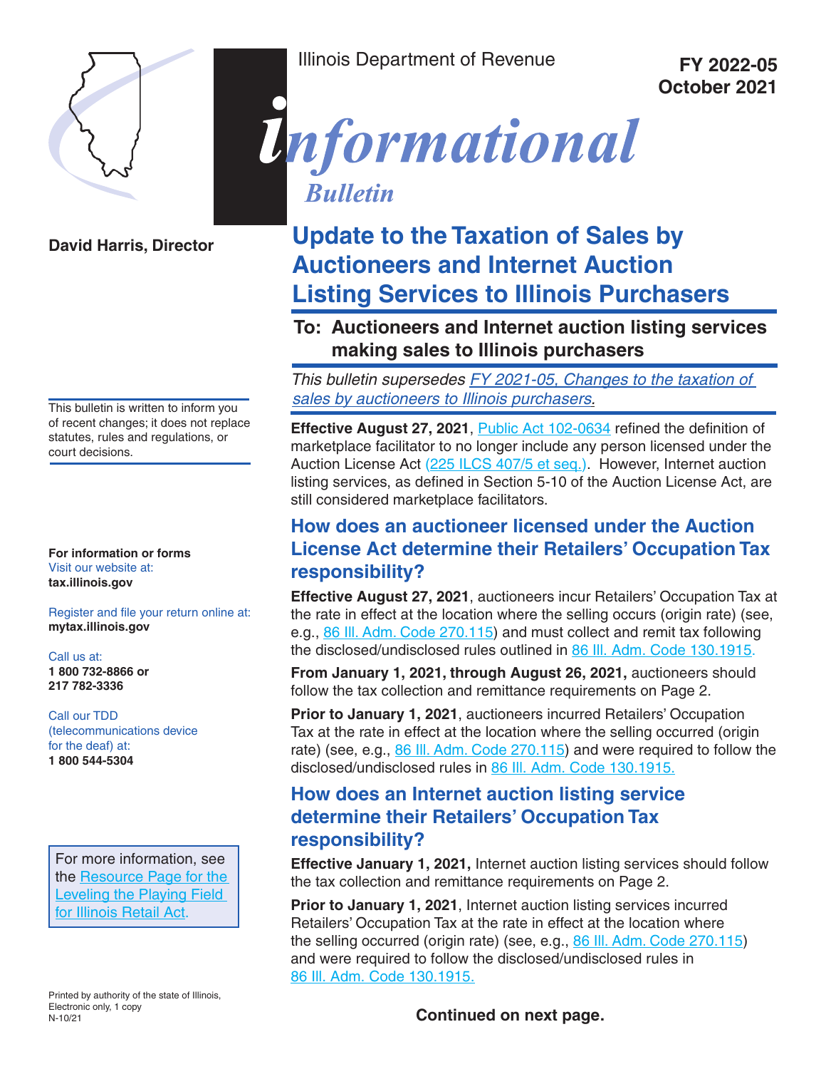Illinois Department of Revenue

**FY 2022-05**
**October 2021**

# *informational Bulletin*

**David Harris, Director**

This bulletin is written to inform you of recent changes; it does not replace statutes, rules and regulations, or court decisions.

**For information or forms**
Visit our website at:
**tax.illinois.gov**

Register and file your return online at:
**mytax.illinois.gov**

Call us at:
**1 800 732-8866 or**
**217 782-3336**

Call our TDD (telecommunications device for the deaf) at:
**1 800 544-5304**

For more information, see the Resource Page for the Leveling the Playing Field for Illinois Retail Act.

## Update to the Taxation of Sales by Auctioneers and Internet Auction Listing Services to Illinois Purchasers

**To: Auctioneers and Internet auction listing services making sales to Illinois purchasers**

*This bulletin supersedes FY 2021-05, Changes to the taxation of sales by auctioneers to Illinois purchasers.*

**Effective August 27, 2021**, Public Act 102-0634 refined the definition of marketplace facilitator to no longer include any person licensed under the Auction License Act (225 ILCS 407/5 et seq.). However, Internet auction listing services, as defined in Section 5-10 of the Auction License Act, are still considered marketplace facilitators.

### How does an auctioneer licensed under the Auction License Act determine their Retailers' Occupation Tax responsibility?

**Effective August 27, 2021**, auctioneers incur Retailers' Occupation Tax at the rate in effect at the location where the selling occurs (origin rate) (see, e.g., 86 Ill. Adm. Code 270.115) and must collect and remit tax following the disclosed/undisclosed rules outlined in 86 Ill. Adm. Code 130.1915.

**From January 1, 2021, through August 26, 2021,** auctioneers should follow the tax collection and remittance requirements on Page 2.

**Prior to January 1, 2021**, auctioneers incurred Retailers' Occupation Tax at the rate in effect at the location where the selling occurred (origin rate) (see, e.g., 86 Ill. Adm. Code 270.115) and were required to follow the disclosed/undisclosed rules in 86 Ill. Adm. Code 130.1915.

### How does an Internet auction listing service determine their Retailers' Occupation Tax responsibility?

**Effective January 1, 2021,** Internet auction listing services should follow the tax collection and remittance requirements on Page 2.

**Prior to January 1, 2021**, Internet auction listing services incurred Retailers' Occupation Tax at the rate in effect at the location where the selling occurred (origin rate) (see, e.g., 86 Ill. Adm. Code 270.115) and were required to follow the disclosed/undisclosed rules in 86 Ill. Adm. Code 130.1915.

**Continued on next page.**

Printed by authority of the state of Illinois,
Electronic only, 1 copy
N-10/21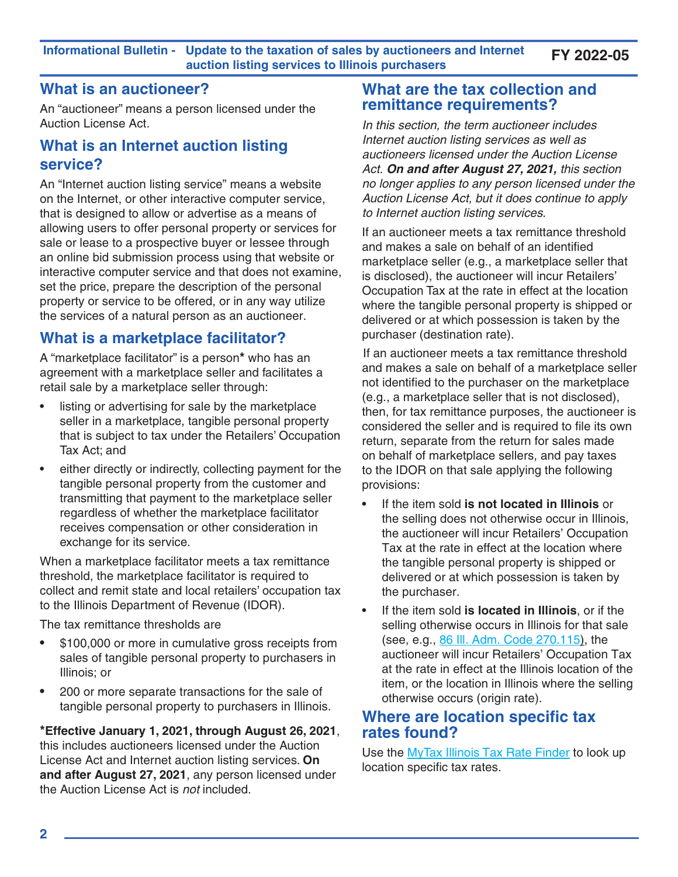## What is an auctioneer?

An "auctioneer" means a person licensed under the Auction License Act.

## What is an Internet auction listing service?

An "Internet auction listing service" means a website on the Internet, or other interactive computer service, that is designed to allow or advertise as a means of allowing users to offer personal property or services for sale or lease to a prospective buyer or lessee through an online bid submission process using that website or interactive computer service and that does not examine, set the price, prepare the description of the personal property or service to be offered, or in any way utilize the services of a natural person as an auctioneer.

## What is a marketplace facilitator?

A "marketplace facilitator" is a person* who has an agreement with a marketplace seller and facilitates a retail sale by a marketplace seller through:

- listing or advertising for sale by the marketplace seller in a marketplace, tangible personal property that is subject to tax under the Retailers' Occupation Tax Act; and
- either directly or indirectly, collecting payment for the tangible personal property from the customer and transmitting that payment to the marketplace seller regardless of whether the marketplace facilitator receives compensation or other consideration in exchange for its service.

When a marketplace facilitator meets a tax remittance threshold, the marketplace facilitator is required to collect and remit state and local retailers' occupation tax to the Illinois Department of Revenue (IDOR).

The tax remittance thresholds are

- $100,000 or more in cumulative gross receipts from sales of tangible personal property to purchasers in Illinois; or
- 200 or more separate transactions for the sale of tangible personal property to purchasers in Illinois.

***Effective January 1, 2021, through August 26, 2021**, this includes auctioneers licensed under the Auction License Act and Internet auction listing services. **On and after August 27, 2021**, any person licensed under the Auction License Act is *not* included.

## What are the tax collection and remittance requirements?

*In this section, the term auctioneer includes Internet auction listing services as well as auctioneers licensed under the Auction License Act.* ***On and after August 27, 2021,*** *this section no longer applies to any person licensed under the Auction License Act, but it does continue to apply to Internet auction listing services.*

If an auctioneer meets a tax remittance threshold and makes a sale on behalf of an identified marketplace seller (e.g., a marketplace seller that is disclosed), the auctioneer will incur Retailers' Occupation Tax at the rate in effect at the location where the tangible personal property is shipped or delivered or at which possession is taken by the purchaser (destination rate).

If an auctioneer meets a tax remittance threshold and makes a sale on behalf of a marketplace seller not identified to the purchaser on the marketplace (e.g., a marketplace seller that is not disclosed), then, for tax remittance purposes, the auctioneer is considered the seller and is required to file its own return, separate from the return for sales made on behalf of marketplace sellers, and pay taxes to the IDOR on that sale applying the following provisions:

- If the item sold **is not located in Illinois** or the selling does not otherwise occur in Illinois, the auctioneer will incur Retailers' Occupation Tax at the rate in effect at the location where the tangible personal property is shipped or delivered or at which possession is taken by the purchaser.
- If the item sold **is located in Illinois**, or if the selling otherwise occurs in Illinois for that sale (see, e.g., 86 Ill. Adm. Code 270.115), the auctioneer will incur Retailers' Occupation Tax at the rate in effect at the Illinois location of the item, or the location in Illinois where the selling otherwise occurs (origin rate).

## Where are location specific tax rates found?

Use the MyTax Illinois Tax Rate Finder to look up location specific tax rates.